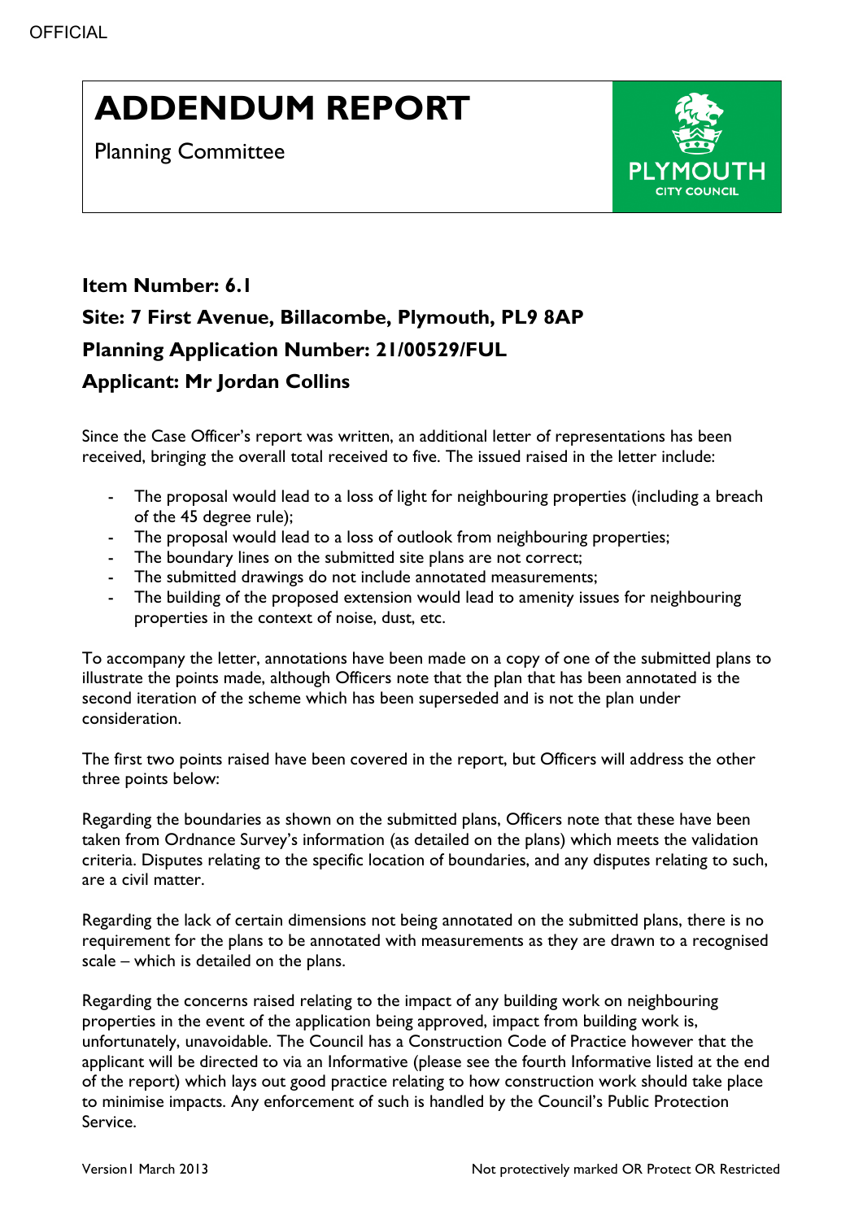# ADDENDUM REPORT

Planning Committee

**Item Number: 6.1**

**Site: 7 First Avenue, Billacombe, Plymouth, PL9 8AP**

**Planning Application Number: 21/00529/FUL**

**Applicant: Mr Jordan Collins**

Since the Case Officer's report was written, an additional letter of representations has been received, bringing the overall total received to five. The issued raised in the letter include:

- The proposal would lead to a loss of light for neighbouring properties (including a breach of the 45 degree rule);
- The proposal would lead to a loss of outlook from neighbouring properties;
- The boundary lines on the submitted site plans are not correct;
- The submitted drawings do not include annotated measurements;
- The building of the proposed extension would lead to amenity issues for neighbouring properties in the context of noise, dust, etc.

To accompany the letter, annotations have been made on a copy of one of the submitted plans to illustrate the points made, although Officers note that the plan that has been annotated is the second iteration of the scheme which has been superseded and is not the plan under consideration.

The first two points raised have been covered in the report, but Officers will address the other three points below:

Regarding the boundaries as shown on the submitted plans, Officers note that these have been taken from Ordnance Survey's information (as detailed on the plans) which meets the validation criteria. Disputes relating to the specific location of boundaries, and any disputes relating to such, are a civil matter.

Regarding the lack of certain dimensions not being annotated on the submitted plans, there is no requirement for the plans to be annotated with measurements as they are drawn to a recognised scale – which is detailed on the plans.

Regarding the concerns raised relating to the impact of any building work on neighbouring properties in the event of the application being approved, impact from building work is, unfortunately, unavoidable. The Council has a Construction Code of Practice however that the applicant will be directed to via an Informative (please see the fourth Informative listed at the end of the report) which lays out good practice relating to how construction work should take place to minimise impacts. Any enforcement of such is handled by the Council's Public Protection Service.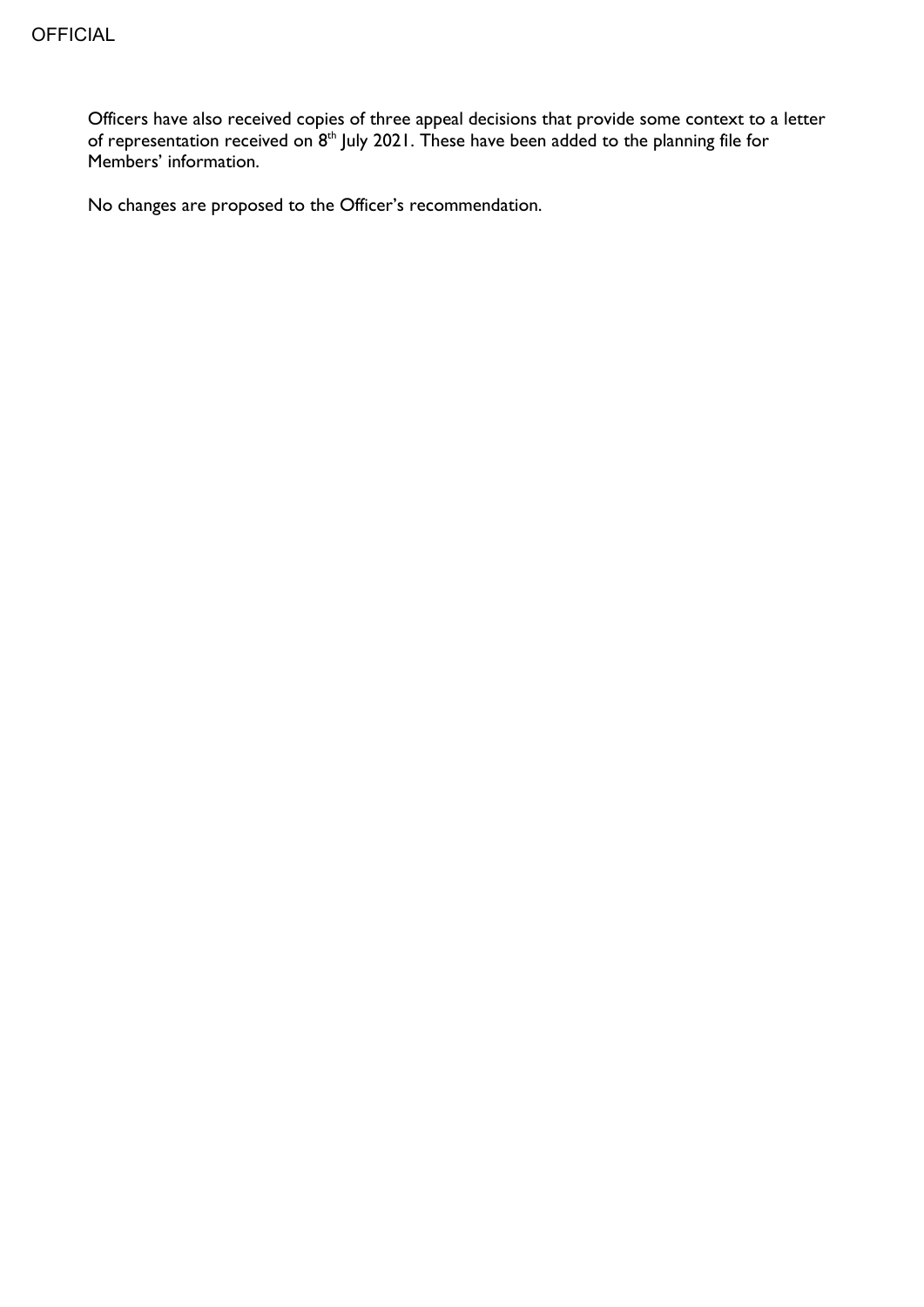Officers have also received copies of three appeal decisions that provide some context to a letter of representation received on 8th July 2021. These have been added to the planning file for Members' information.

No changes are proposed to the Officer's recommendation.